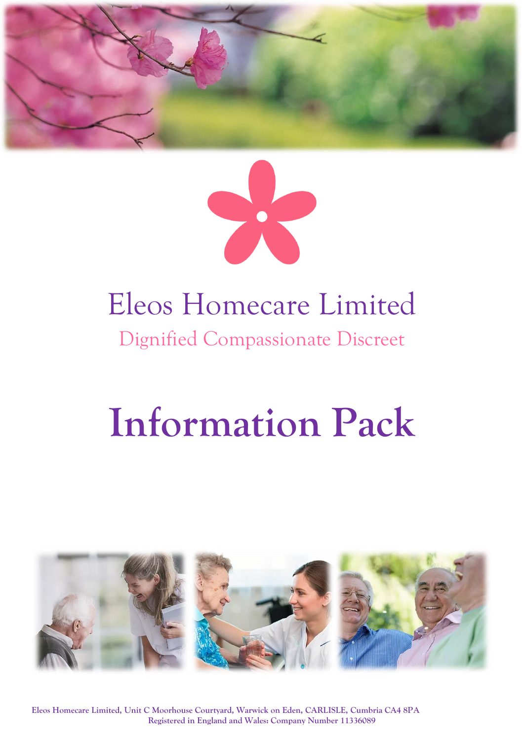# Eleos Homecare Limited

Dignified Compassionate Discreet

# Information Pack

Eleos Homecare Limited, Unit C Moorhouse Courtyard, Warwick on Eden, CARLISLE, Cumbria CA4 8PA
Registered in England and Wales: Company Number 11336089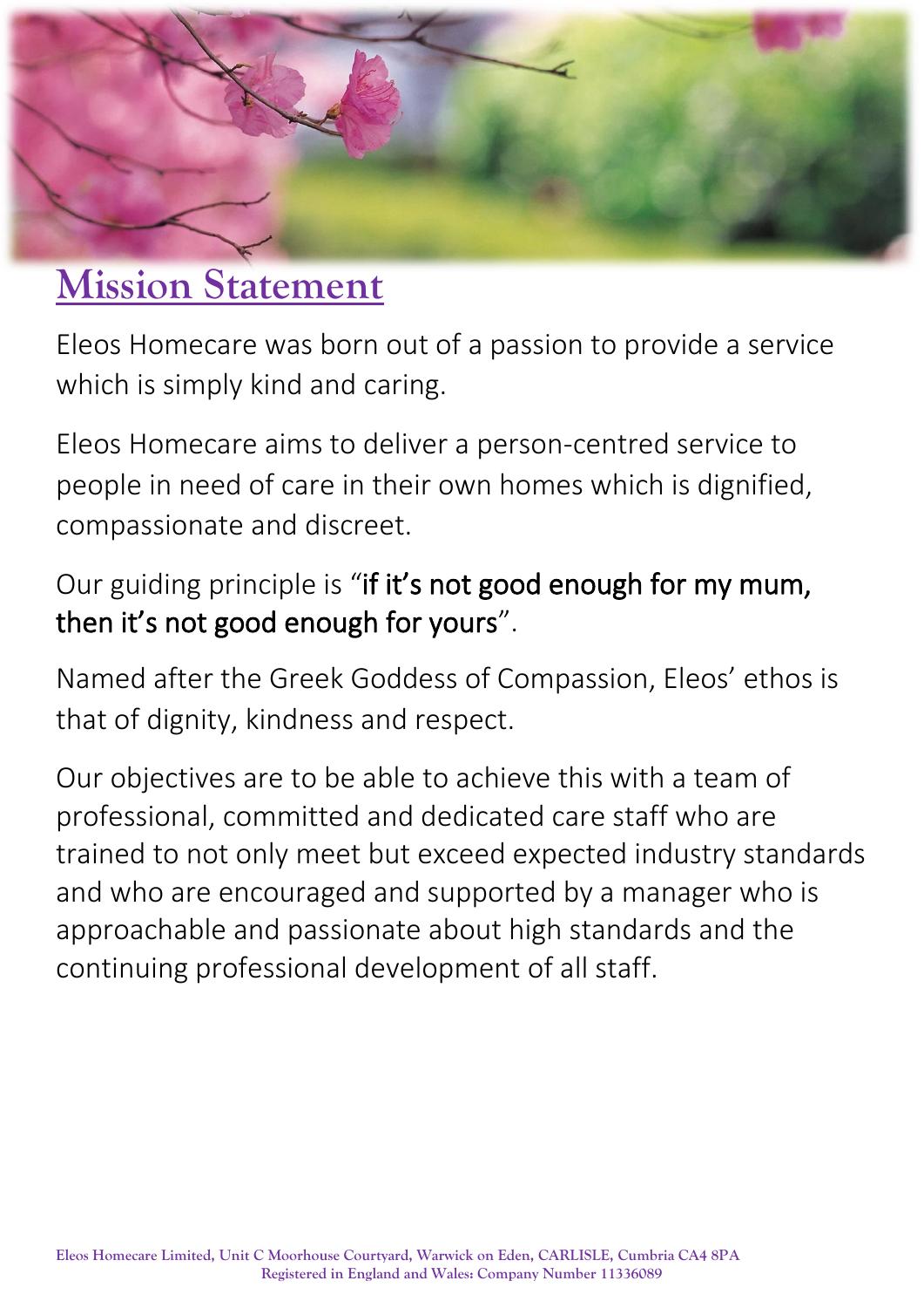# Mission Statement

Eleos Homecare was born out of a passion to provide a service which is simply kind and caring.

Eleos Homecare aims to deliver a person-centred service to people in need of care in their own homes which is dignified, compassionate and discreet.

Our guiding principle is "if it's not good enough for my mum, then it's not good enough for yours".

Named after the Greek Goddess of Compassion, Eleos' ethos is that of dignity, kindness and respect.

Our objectives are to be able to achieve this with a team of professional, committed and dedicated care staff who are trained to not only meet but exceed expected industry standards and who are encouraged and supported by a manager who is approachable and passionate about high standards and the continuing professional development of all staff.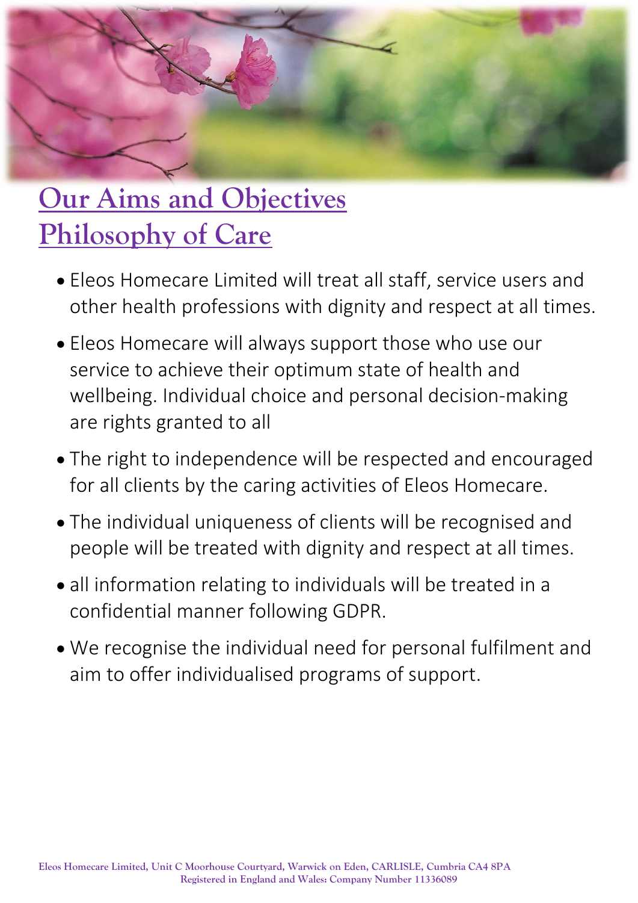# Our Aims and Objectives
# Philosophy of Care

- Eleos Homecare Limited will treat all staff, service users and other health professions with dignity and respect at all times.
- Eleos Homecare will always support those who use our service to achieve their optimum state of health and wellbeing. Individual choice and personal decision-making are rights granted to all
- The right to independence will be respected and encouraged for all clients by the caring activities of Eleos Homecare.
- The individual uniqueness of clients will be recognised and people will be treated with dignity and respect at all times.
- all information relating to individuals will be treated in a confidential manner following GDPR.
- We recognise the individual need for personal fulfilment and aim to offer individualised programs of support.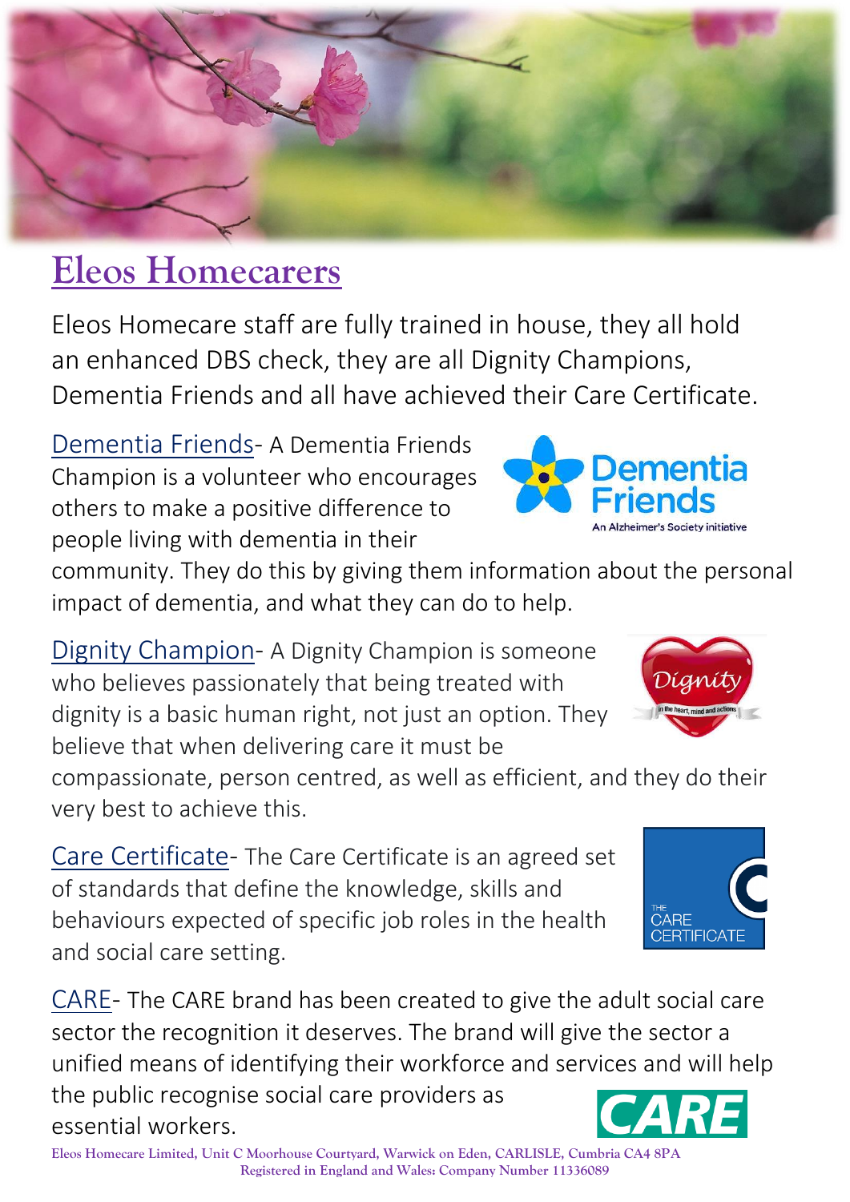# Eleos Homecarers

Eleos Homecare staff are fully trained in house, they all hold an enhanced DBS check, they are all Dignity Champions, Dementia Friends and all have achieved their Care Certificate.

Dementia Friends- A Dementia Friends Champion is a volunteer who encourages others to make a positive difference to people living with dementia in their community. They do this by giving them information about the personal impact of dementia, and what they can do to help.

Dignity Champion- A Dignity Champion is someone who believes passionately that being treated with dignity is a basic human right, not just an option. They believe that when delivering care it must be compassionate, person centred, as well as efficient, and they do their very best to achieve this.

Care Certificate- The Care Certificate is an agreed set of standards that define the knowledge, skills and behaviours expected of specific job roles in the health and social care setting.

CARE- The CARE brand has been created to give the adult social care sector the recognition it deserves. The brand will give the sector a unified means of identifying their workforce and services and will help the public recognise social care providers as essential workers.

Eleos Homecare Limited, Unit C Moorhouse Courtyard, Warwick on Eden, CARLISLE, Cumbria CA4 8PA
Registered in England and Wales: Company Number 11336089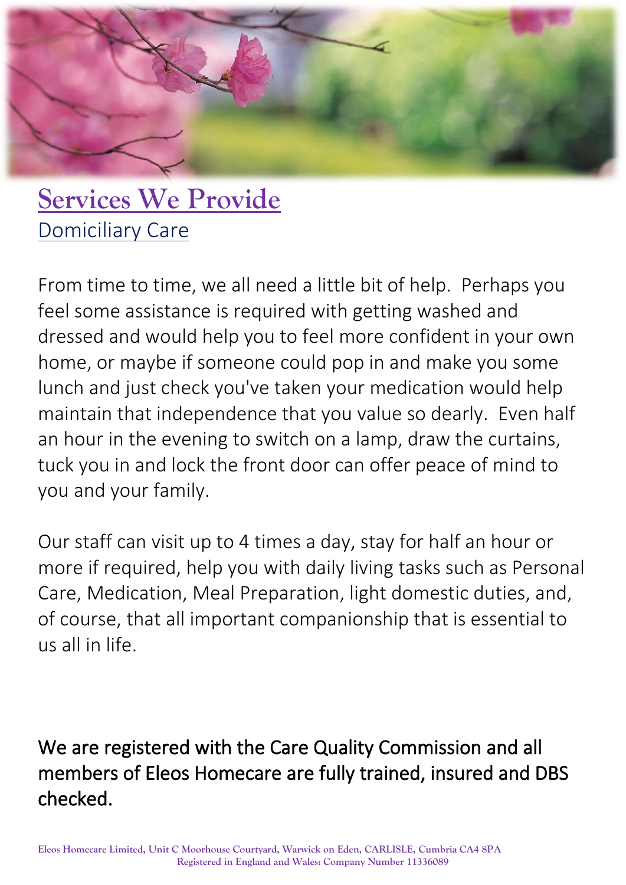# Services We Provide

## Domiciliary Care

From time to time, we all need a little bit of help. Perhaps you feel some assistance is required with getting washed and dressed and would help you to feel more confident in your own home, or maybe if someone could pop in and make you some lunch and just check you've taken your medication would help maintain that independence that you value so dearly. Even half an hour in the evening to switch on a lamp, draw the curtains, tuck you in and lock the front door can offer peace of mind to you and your family.

Our staff can visit up to 4 times a day, stay for half an hour or more if required, help you with daily living tasks such as Personal Care, Medication, Meal Preparation, light domestic duties, and, of course, that all important companionship that is essential to us all in life.

We are registered with the Care Quality Commission and all members of Eleos Homecare are fully trained, insured and DBS checked.

Eleos Homecare Limited, Unit C Moorhouse Courtyard, Warwick on Eden, CARLISLE, Cumbria CA4 8PA
Registered in England and Wales: Company Number 11336089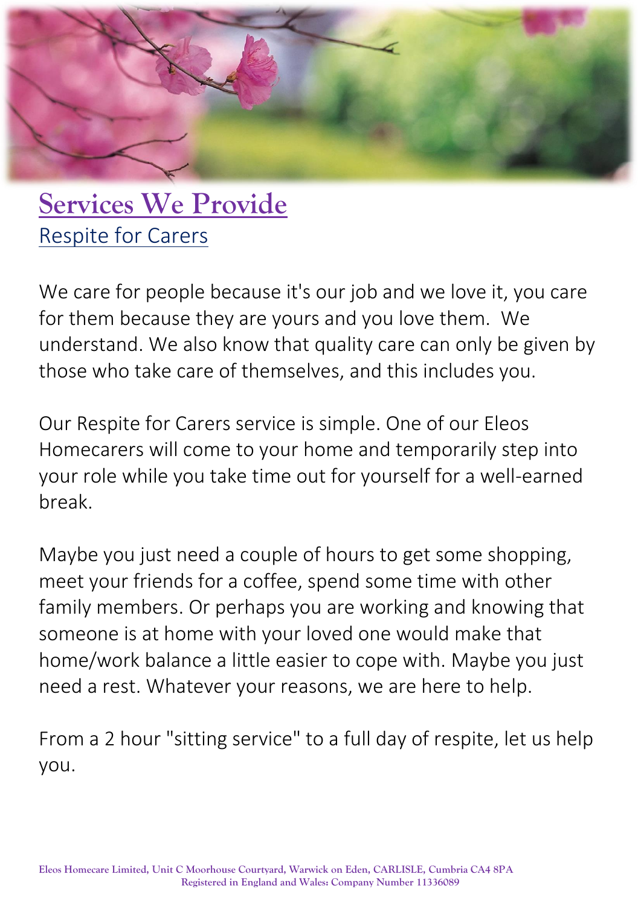# Services We Provide

## Respite for Carers

We care for people because it's our job and we love it, you care for them because they are yours and you love them. We understand. We also know that quality care can only be given by those who take care of themselves, and this includes you.

Our Respite for Carers service is simple. One of our Eleos Homecarers will come to your home and temporarily step into your role while you take time out for yourself for a well-earned break.

Maybe you just need a couple of hours to get some shopping, meet your friends for a coffee, spend some time with other family members. Or perhaps you are working and knowing that someone is at home with your loved one would make that home/work balance a little easier to cope with. Maybe you just need a rest. Whatever your reasons, we are here to help.

From a 2 hour "sitting service" to a full day of respite, let us help you.

Eleos Homecare Limited, Unit C Moorhouse Courtyard, Warwick on Eden, CARLISLE, Cumbria CA4 8PA
Registered in England and Wales: Company Number 11336089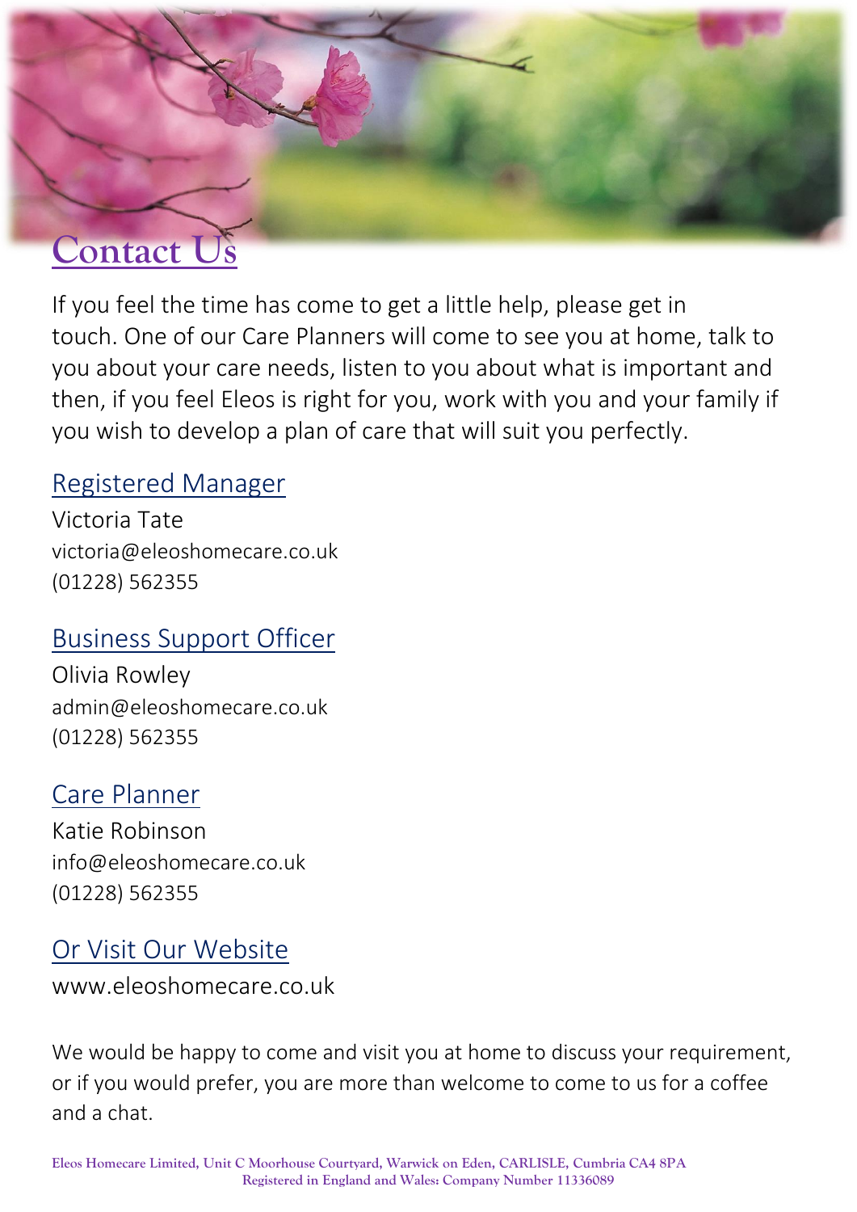# Contact Us

If you feel the time has come to get a little help, please get in touch. One of our Care Planners will come to see you at home, talk to you about your care needs, listen to you about what is important and then, if you feel Eleos is right for you, work with you and your family if you wish to develop a plan of care that will suit you perfectly.

## Registered Manager

Victoria Tate
victoria@eleoshomecare.co.uk
(01228) 562355

## Business Support Officer

Olivia Rowley
admin@eleoshomecare.co.uk
(01228) 562355

## Care Planner

Katie Robinson
info@eleoshomecare.co.uk
(01228) 562355

## Or Visit Our Website

www.eleoshomecare.co.uk

We would be happy to come and visit you at home to discuss your requirement, or if you would prefer, you are more than welcome to come to us for a coffee and a chat.

Eleos Homecare Limited, Unit C Moorhouse Courtyard, Warwick on Eden, CARLISLE, Cumbria CA4 8PA
Registered in England and Wales: Company Number 11336089